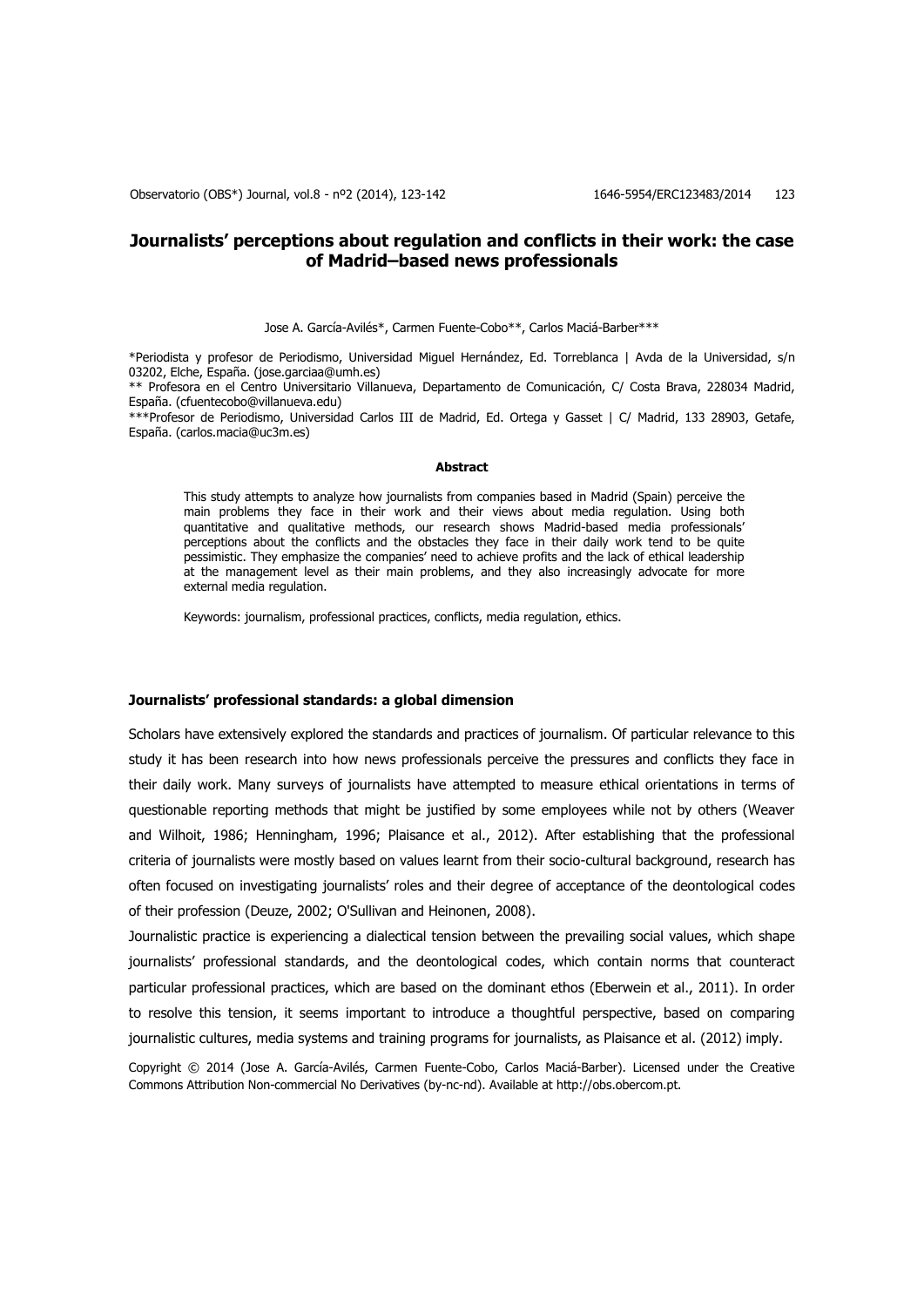# Journalists' perceptions about regulation and conflicts in their work: the case of Madrid–based news professionals

Jose A. García-Avilés*, Carmen Fuente-Cobo**, Carlos Maciá-Barber***

*Periodista y profesor de Periodismo, Universidad Miguel Hernández, Ed. Torreblanca | Avda de la Universidad, s/n 03202, Elche, España. (jose.garciaa@umh.es)

** Profesora en el Centro Universitario Villanueva, Departamento de Comunicación, C/ Costa Brava, 228034 Madrid, España. (cfuentecobo@villanueva.edu)

***Profesor de Periodismo, Universidad Carlos III de Madrid, Ed. Ortega y Gasset | C/ Madrid, 133 28903, Getafe, España. (carlos.macia@uc3m.es)

**Abstract**

This study attempts to analyze how journalists from companies based in Madrid (Spain) perceive the main problems they face in their work and their views about media regulation. Using both quantitative and qualitative methods, our research shows Madrid-based media professionals' perceptions about the conflicts and the obstacles they face in their daily work tend to be quite pessimistic. They emphasize the companies' need to achieve profits and the lack of ethical leadership at the management level as their main problems, and they also increasingly advocate for more external media regulation.

Keywords: journalism, professional practices, conflicts, media regulation, ethics.

## Journalists' professional standards: a global dimension

Scholars have extensively explored the standards and practices of journalism. Of particular relevance to this study it has been research into how news professionals perceive the pressures and conflicts they face in their daily work. Many surveys of journalists have attempted to measure ethical orientations in terms of questionable reporting methods that might be justified by some employees while not by others (Weaver and Wilhoit, 1986; Henningham, 1996; Plaisance et al., 2012). After establishing that the professional criteria of journalists were mostly based on values learnt from their socio-cultural background, research has often focused on investigating journalists' roles and their degree of acceptance of the deontological codes of their profession (Deuze, 2002; O'Sullivan and Heinonen, 2008).

Journalistic practice is experiencing a dialectical tension between the prevailing social values, which shape journalists' professional standards, and the deontological codes, which contain norms that counteract particular professional practices, which are based on the dominant ethos (Eberwein et al., 2011). In order to resolve this tension, it seems important to introduce a thoughtful perspective, based on comparing journalistic cultures, media systems and training programs for journalists, as Plaisance et al. (2012) imply.

Copyright © 2014 (Jose A. García-Avilés, Carmen Fuente-Cobo, Carlos Maciá-Barber). Licensed under the Creative Commons Attribution Non-commercial No Derivatives (by-nc-nd). Available at http://obs.obercom.pt.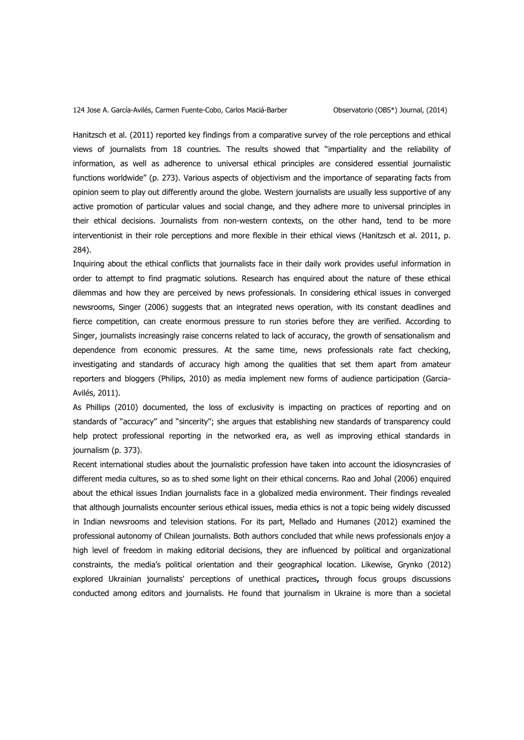Hanitzsch et al. (2011) reported key findings from a comparative survey of the role perceptions and ethical views of journalists from 18 countries. The results showed that "impartiality and the reliability of information, as well as adherence to universal ethical principles are considered essential journalistic functions worldwide" (p. 273). Various aspects of objectivism and the importance of separating facts from opinion seem to play out differently around the globe. Western journalists are usually less supportive of any active promotion of particular values and social change, and they adhere more to universal principles in their ethical decisions. Journalists from non-western contexts, on the other hand, tend to be more interventionist in their role perceptions and more flexible in their ethical views (Hanitzsch et al. 2011, p. 284).

Inquiring about the ethical conflicts that journalists face in their daily work provides useful information in order to attempt to find pragmatic solutions. Research has enquired about the nature of these ethical dilemmas and how they are perceived by news professionals. In considering ethical issues in converged newsrooms, Singer (2006) suggests that an integrated news operation, with its constant deadlines and fierce competition, can create enormous pressure to run stories before they are verified. According to Singer, journalists increasingly raise concerns related to lack of accuracy, the growth of sensationalism and dependence from economic pressures. At the same time, news professionals rate fact checking, investigating and standards of accuracy high among the qualities that set them apart from amateur reporters and bloggers (Philips, 2010) as media implement new forms of audience participation (Garcia-Avilés, 2011).

As Phillips (2010) documented, the loss of exclusivity is impacting on practices of reporting and on standards of "accuracy" and "sincerity"; she argues that establishing new standards of transparency could help protect professional reporting in the networked era, as well as improving ethical standards in journalism (p. 373).

Recent international studies about the journalistic profession have taken into account the idiosyncrasies of different media cultures, so as to shed some light on their ethical concerns. Rao and Johal (2006) enquired about the ethical issues Indian journalists face in a globalized media environment. Their findings revealed that although journalists encounter serious ethical issues, media ethics is not a topic being widely discussed in Indian newsrooms and television stations. For its part, Mellado and Humanes (2012) examined the professional autonomy of Chilean journalists. Both authors concluded that while news professionals enjoy a high level of freedom in making editorial decisions, they are influenced by political and organizational constraints, the media's political orientation and their geographical location. Likewise, Grynko (2012) explored Ukrainian journalists' perceptions of unethical practices**,** through focus groups discussions conducted among editors and journalists. He found that journalism in Ukraine is more than a societal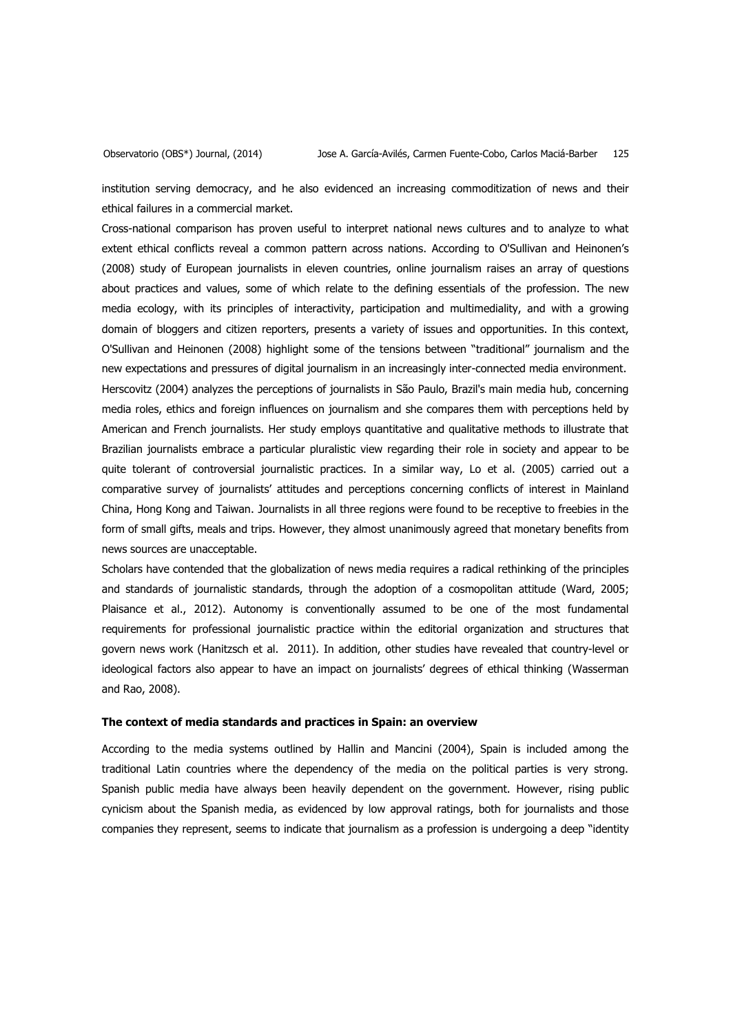institution serving democracy, and he also evidenced an increasing commoditization of news and their ethical failures in a commercial market.

Cross-national comparison has proven useful to interpret national news cultures and to analyze to what extent ethical conflicts reveal a common pattern across nations. According to O'Sullivan and Heinonen's (2008) study of European journalists in eleven countries, online journalism raises an array of questions about practices and values, some of which relate to the defining essentials of the profession. The new media ecology, with its principles of interactivity, participation and multimediality, and with a growing domain of bloggers and citizen reporters, presents a variety of issues and opportunities. In this context, O'Sullivan and Heinonen (2008) highlight some of the tensions between "traditional" journalism and the new expectations and pressures of digital journalism in an increasingly inter-connected media environment.

Herscovitz (2004) analyzes the perceptions of journalists in São Paulo, Brazil's main media hub, concerning media roles, ethics and foreign influences on journalism and she compares them with perceptions held by American and French journalists. Her study employs quantitative and qualitative methods to illustrate that Brazilian journalists embrace a particular pluralistic view regarding their role in society and appear to be quite tolerant of controversial journalistic practices. In a similar way, Lo et al. (2005) carried out a comparative survey of journalists' attitudes and perceptions concerning conflicts of interest in Mainland China, Hong Kong and Taiwan. Journalists in all three regions were found to be receptive to freebies in the form of small gifts, meals and trips. However, they almost unanimously agreed that monetary benefits from news sources are unacceptable.

Scholars have contended that the globalization of news media requires a radical rethinking of the principles and standards of journalistic standards, through the adoption of a cosmopolitan attitude (Ward, 2005; Plaisance et al., 2012). Autonomy is conventionally assumed to be one of the most fundamental requirements for professional journalistic practice within the editorial organization and structures that govern news work (Hanitzsch et al. 2011). In addition, other studies have revealed that country-level or ideological factors also appear to have an impact on journalists' degrees of ethical thinking (Wasserman and Rao, 2008).

### The context of media standards and practices in Spain: an overview

According to the media systems outlined by Hallin and Mancini (2004), Spain is included among the traditional Latin countries where the dependency of the media on the political parties is very strong. Spanish public media have always been heavily dependent on the government. However, rising public cynicism about the Spanish media, as evidenced by low approval ratings, both for journalists and those companies they represent, seems to indicate that journalism as a profession is undergoing a deep "identity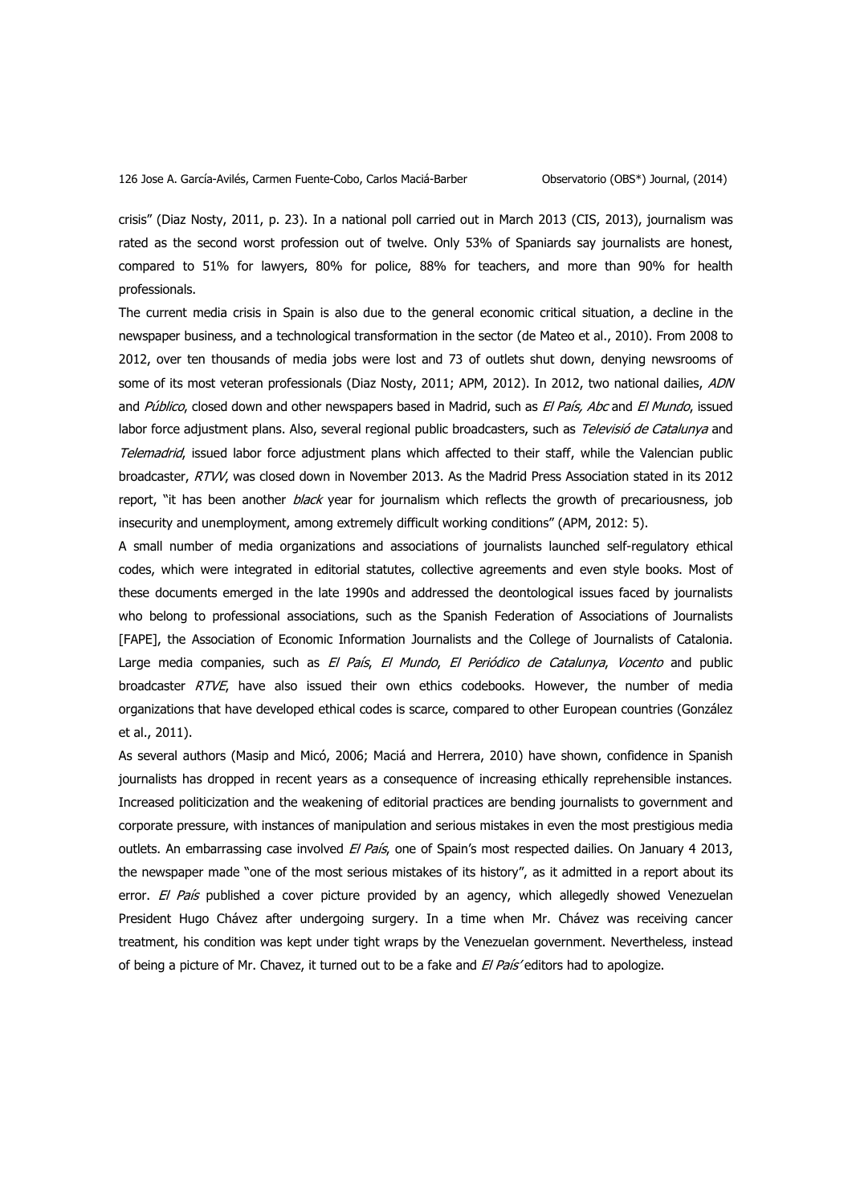crisis" (Diaz Nosty, 2011, p. 23). In a national poll carried out in March 2013 (CIS, 2013), journalism was rated as the second worst profession out of twelve. Only 53% of Spaniards say journalists are honest, compared to 51% for lawyers, 80% for police, 88% for teachers, and more than 90% for health professionals.

The current media crisis in Spain is also due to the general economic critical situation, a decline in the newspaper business, and a technological transformation in the sector (de Mateo et al., 2010). From 2008 to 2012, over ten thousands of media jobs were lost and 73 of outlets shut down, denying newsrooms of some of its most veteran professionals (Diaz Nosty, 2011; APM, 2012). In 2012, two national dailies, *ADN* and *Público*, closed down and other newspapers based in Madrid, such as *El País, Abc* and *El Mundo*, issued labor force adjustment plans. Also, several regional public broadcasters, such as *Televisió de Catalunya* and *Telemadrid*, issued labor force adjustment plans which affected to their staff, while the Valencian public broadcaster, *RTVV*, was closed down in November 2013. As the Madrid Press Association stated in its 2012 report, "it has been another *black* year for journalism which reflects the growth of precariousness, job insecurity and unemployment, among extremely difficult working conditions" (APM, 2012: 5).

A small number of media organizations and associations of journalists launched self-regulatory ethical codes, which were integrated in editorial statutes, collective agreements and even style books. Most of these documents emerged in the late 1990s and addressed the deontological issues faced by journalists who belong to professional associations, such as the Spanish Federation of Associations of Journalists [FAPE], the Association of Economic Information Journalists and the College of Journalists of Catalonia. Large media companies, such as *El País*, *El Mundo*, *El Periódico de Catalunya*, *Vocento* and public broadcaster *RTVE*, have also issued their own ethics codebooks. However, the number of media organizations that have developed ethical codes is scarce, compared to other European countries (González et al., 2011).

As several authors (Masip and Micó, 2006; Maciá and Herrera, 2010) have shown, confidence in Spanish journalists has dropped in recent years as a consequence of increasing ethically reprehensible instances. Increased politicization and the weakening of editorial practices are bending journalists to government and corporate pressure, with instances of manipulation and serious mistakes in even the most prestigious media outlets. An embarrassing case involved *El País*, one of Spain's most respected dailies. On January 4 2013, the newspaper made "one of the most serious mistakes of its history", as it admitted in a report about its error. *El País* published a cover picture provided by an agency, which allegedly showed Venezuelan President Hugo Chávez after undergoing surgery. In a time when Mr. Chávez was receiving cancer treatment, his condition was kept under tight wraps by the Venezuelan government. Nevertheless, instead of being a picture of Mr. Chavez, it turned out to be a fake and *El País'* editors had to apologize.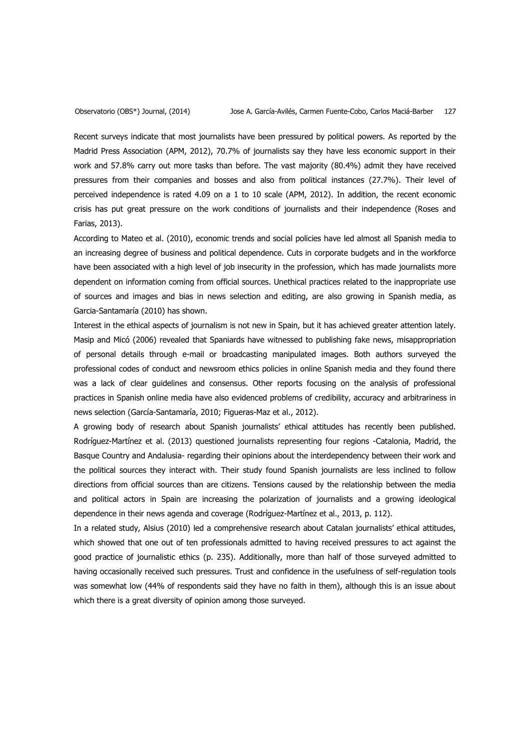Recent surveys indicate that most journalists have been pressured by political powers. As reported by the Madrid Press Association (APM, 2012), 70.7% of journalists say they have less economic support in their work and 57.8% carry out more tasks than before. The vast majority (80.4%) admit they have received pressures from their companies and bosses and also from political instances (27.7%). Their level of perceived independence is rated 4.09 on a 1 to 10 scale (APM, 2012). In addition, the recent economic crisis has put great pressure on the work conditions of journalists and their independence (Roses and Farias, 2013).

According to Mateo et al. (2010), economic trends and social policies have led almost all Spanish media to an increasing degree of business and political dependence. Cuts in corporate budgets and in the workforce have been associated with a high level of job insecurity in the profession, which has made journalists more dependent on information coming from official sources. Unethical practices related to the inappropriate use of sources and images and bias in news selection and editing, are also growing in Spanish media, as Garcia-Santamaría (2010) has shown.

Interest in the ethical aspects of journalism is not new in Spain, but it has achieved greater attention lately. Masip and Micó (2006) revealed that Spaniards have witnessed to publishing fake news, misappropriation of personal details through e-mail or broadcasting manipulated images. Both authors surveyed the professional codes of conduct and newsroom ethics policies in online Spanish media and they found there was a lack of clear guidelines and consensus. Other reports focusing on the analysis of professional practices in Spanish online media have also evidenced problems of credibility, accuracy and arbitrariness in news selection (García-Santamaría, 2010; Figueras-Maz et al., 2012).

A growing body of research about Spanish journalists' ethical attitudes has recently been published. Rodríguez-Martínez et al. (2013) questioned journalists representing four regions -Catalonia, Madrid, the Basque Country and Andalusia- regarding their opinions about the interdependency between their work and the political sources they interact with. Their study found Spanish journalists are less inclined to follow directions from official sources than are citizens. Tensions caused by the relationship between the media and political actors in Spain are increasing the polarization of journalists and a growing ideological dependence in their news agenda and coverage (Rodríguez-Martínez et al., 2013, p. 112).

In a related study, Alsius (2010) led a comprehensive research about Catalan journalists' ethical attitudes, which showed that one out of ten professionals admitted to having received pressures to act against the good practice of journalistic ethics (p. 235). Additionally, more than half of those surveyed admitted to having occasionally received such pressures. Trust and confidence in the usefulness of self-regulation tools was somewhat low (44% of respondents said they have no faith in them), although this is an issue about which there is a great diversity of opinion among those surveyed.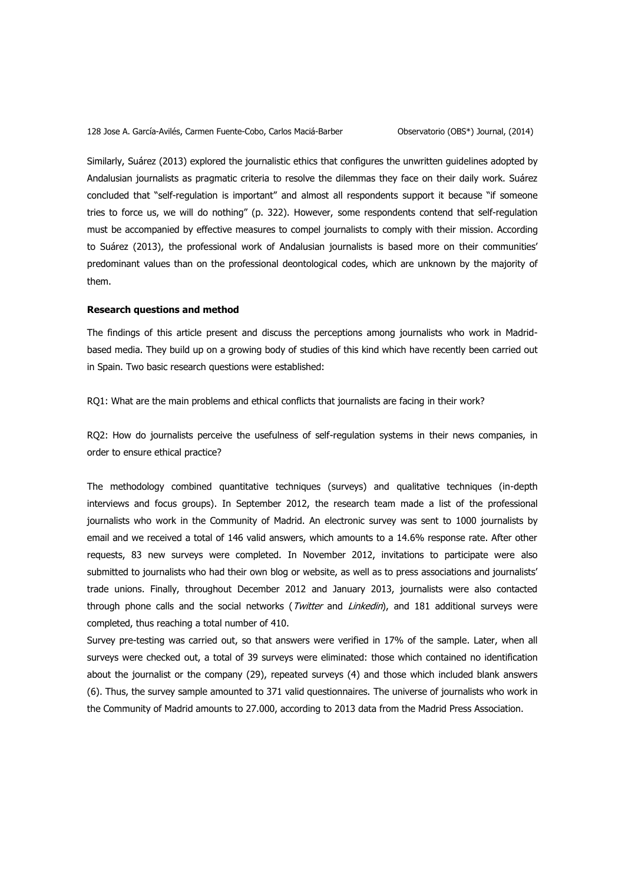Similarly, Suárez (2013) explored the journalistic ethics that configures the unwritten guidelines adopted by Andalusian journalists as pragmatic criteria to resolve the dilemmas they face on their daily work. Suárez concluded that "self-regulation is important" and almost all respondents support it because "if someone tries to force us, we will do nothing" (p. 322). However, some respondents contend that self-regulation must be accompanied by effective measures to compel journalists to comply with their mission. According to Suárez (2013), the professional work of Andalusian journalists is based more on their communities' predominant values than on the professional deontological codes, which are unknown by the majority of them.

**Research questions and method**

The findings of this article present and discuss the perceptions among journalists who work in Madrid-based media. They build up on a growing body of studies of this kind which have recently been carried out in Spain. Two basic research questions were established:

RQ1: What are the main problems and ethical conflicts that journalists are facing in their work?

RQ2: How do journalists perceive the usefulness of self-regulation systems in their news companies, in order to ensure ethical practice?

The methodology combined quantitative techniques (surveys) and qualitative techniques (in-depth interviews and focus groups). In September 2012, the research team made a list of the professional journalists who work in the Community of Madrid. An electronic survey was sent to 1000 journalists by email and we received a total of 146 valid answers, which amounts to a 14.6% response rate. After other requests, 83 new surveys were completed. In November 2012, invitations to participate were also submitted to journalists who had their own blog or website, as well as to press associations and journalists' trade unions. Finally, throughout December 2012 and January 2013, journalists were also contacted through phone calls and the social networks (*Twitter* and *Linkedin*), and 181 additional surveys were completed, thus reaching a total number of 410.

Survey pre-testing was carried out, so that answers were verified in 17% of the sample. Later, when all surveys were checked out, a total of 39 surveys were eliminated: those which contained no identification about the journalist or the company (29), repeated surveys (4) and those which included blank answers (6). Thus, the survey sample amounted to 371 valid questionnaires. The universe of journalists who work in the Community of Madrid amounts to 27.000, according to 2013 data from the Madrid Press Association.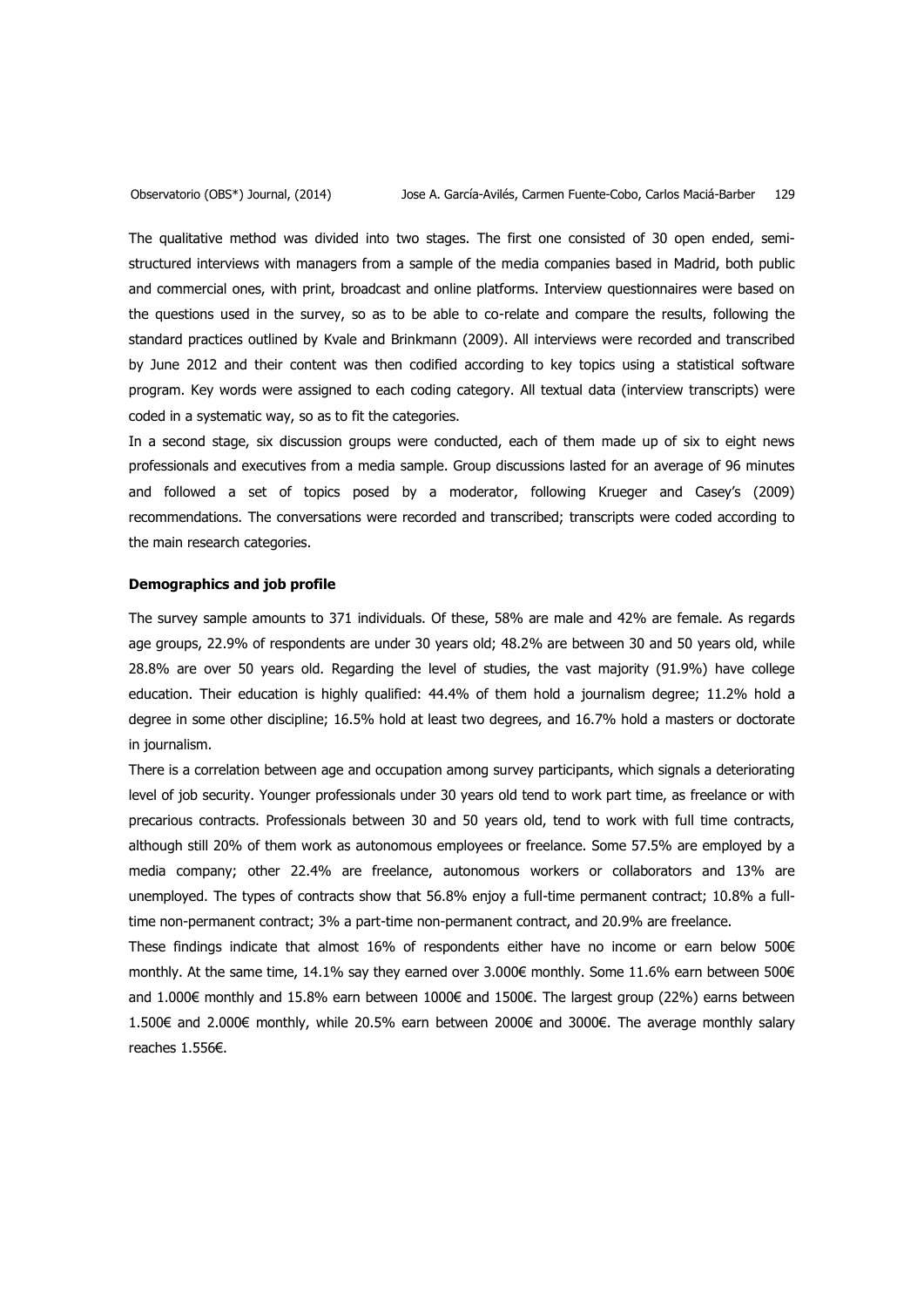The qualitative method was divided into two stages. The first one consisted of 30 open ended, semi-structured interviews with managers from a sample of the media companies based in Madrid, both public and commercial ones, with print, broadcast and online platforms. Interview questionnaires were based on the questions used in the survey, so as to be able to co-relate and compare the results, following the standard practices outlined by Kvale and Brinkmann (2009). All interviews were recorded and transcribed by June 2012 and their content was then codified according to key topics using a statistical software program. Key words were assigned to each coding category. All textual data (interview transcripts) were coded in a systematic way, so as to fit the categories.

In a second stage, six discussion groups were conducted, each of them made up of six to eight news professionals and executives from a media sample. Group discussions lasted for an average of 96 minutes and followed a set of topics posed by a moderator, following Krueger and Casey's (2009) recommendations. The conversations were recorded and transcribed; transcripts were coded according to the main research categories.

**Demographics and job profile**

The survey sample amounts to 371 individuals. Of these, 58% are male and 42% are female. As regards age groups, 22.9% of respondents are under 30 years old; 48.2% are between 30 and 50 years old, while 28.8% are over 50 years old. Regarding the level of studies, the vast majority (91.9%) have college education. Their education is highly qualified: 44.4% of them hold a journalism degree; 11.2% hold a degree in some other discipline; 16.5% hold at least two degrees, and 16.7% hold a masters or doctorate in journalism.

There is a correlation between age and occupation among survey participants, which signals a deteriorating level of job security. Younger professionals under 30 years old tend to work part time, as freelance or with precarious contracts. Professionals between 30 and 50 years old, tend to work with full time contracts, although still 20% of them work as autonomous employees or freelance. Some 57.5% are employed by a media company; other 22.4% are freelance, autonomous workers or collaborators and 13% are unemployed. The types of contracts show that 56.8% enjoy a full-time permanent contract; 10.8% a full-time non-permanent contract; 3% a part-time non-permanent contract, and 20.9% are freelance.

These findings indicate that almost 16% of respondents either have no income or earn below 500€ monthly. At the same time, 14.1% say they earned over 3.000€ monthly. Some 11.6% earn between 500€ and 1.000€ monthly and 15.8% earn between 1000€ and 1500€. The largest group (22%) earns between 1.500€ and 2.000€ monthly, while 20.5% earn between 2000€ and 3000€. The average monthly salary reaches 1.556€.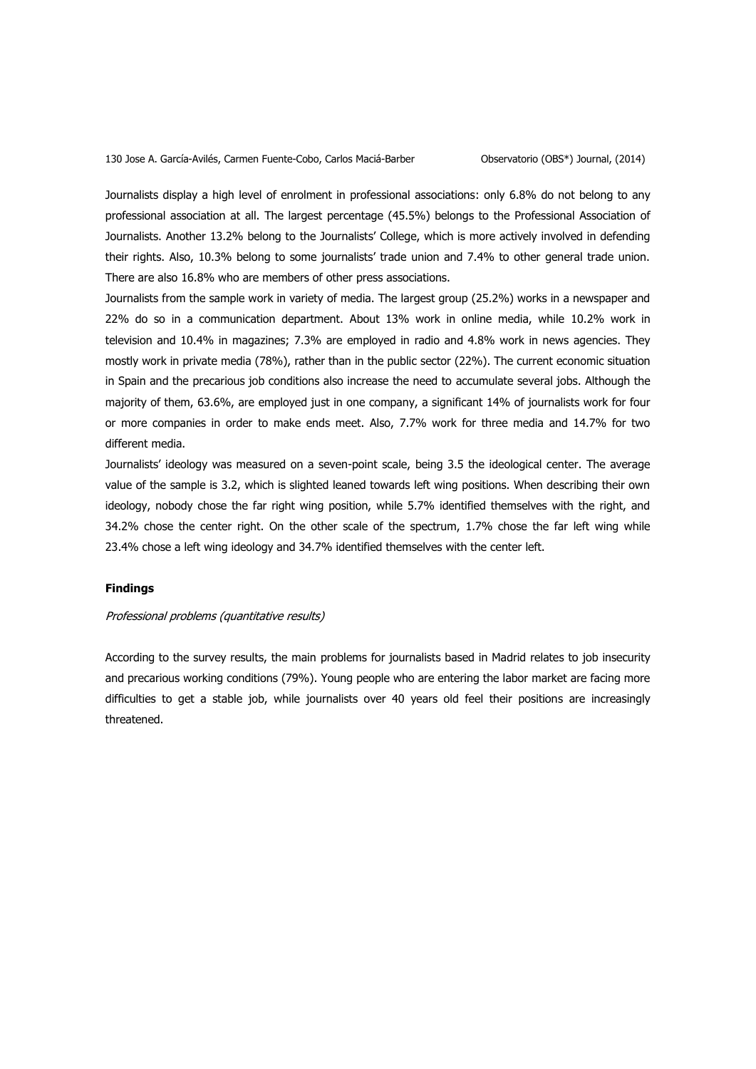Journalists display a high level of enrolment in professional associations: only 6.8% do not belong to any professional association at all. The largest percentage (45.5%) belongs to the Professional Association of Journalists. Another 13.2% belong to the Journalists' College, which is more actively involved in defending their rights. Also, 10.3% belong to some journalists' trade union and 7.4% to other general trade union. There are also 16.8% who are members of other press associations.

Journalists from the sample work in variety of media. The largest group (25.2%) works in a newspaper and 22% do so in a communication department. About 13% work in online media, while 10.2% work in television and 10.4% in magazines; 7.3% are employed in radio and 4.8% work in news agencies. They mostly work in private media (78%), rather than in the public sector (22%). The current economic situation in Spain and the precarious job conditions also increase the need to accumulate several jobs. Although the majority of them, 63.6%, are employed just in one company, a significant 14% of journalists work for four or more companies in order to make ends meet. Also, 7.7% work for three media and 14.7% for two different media.

Journalists' ideology was measured on a seven-point scale, being 3.5 the ideological center. The average value of the sample is 3.2, which is slighted leaned towards left wing positions. When describing their own ideology, nobody chose the far right wing position, while 5.7% identified themselves with the right, and 34.2% chose the center right. On the other scale of the spectrum, 1.7% chose the far left wing while 23.4% chose a left wing ideology and 34.7% identified themselves with the center left.

## Findings

*Professional problems (quantitative results)*

According to the survey results, the main problems for journalists based in Madrid relates to job insecurity and precarious working conditions (79%). Young people who are entering the labor market are facing more difficulties to get a stable job, while journalists over 40 years old feel their positions are increasingly threatened.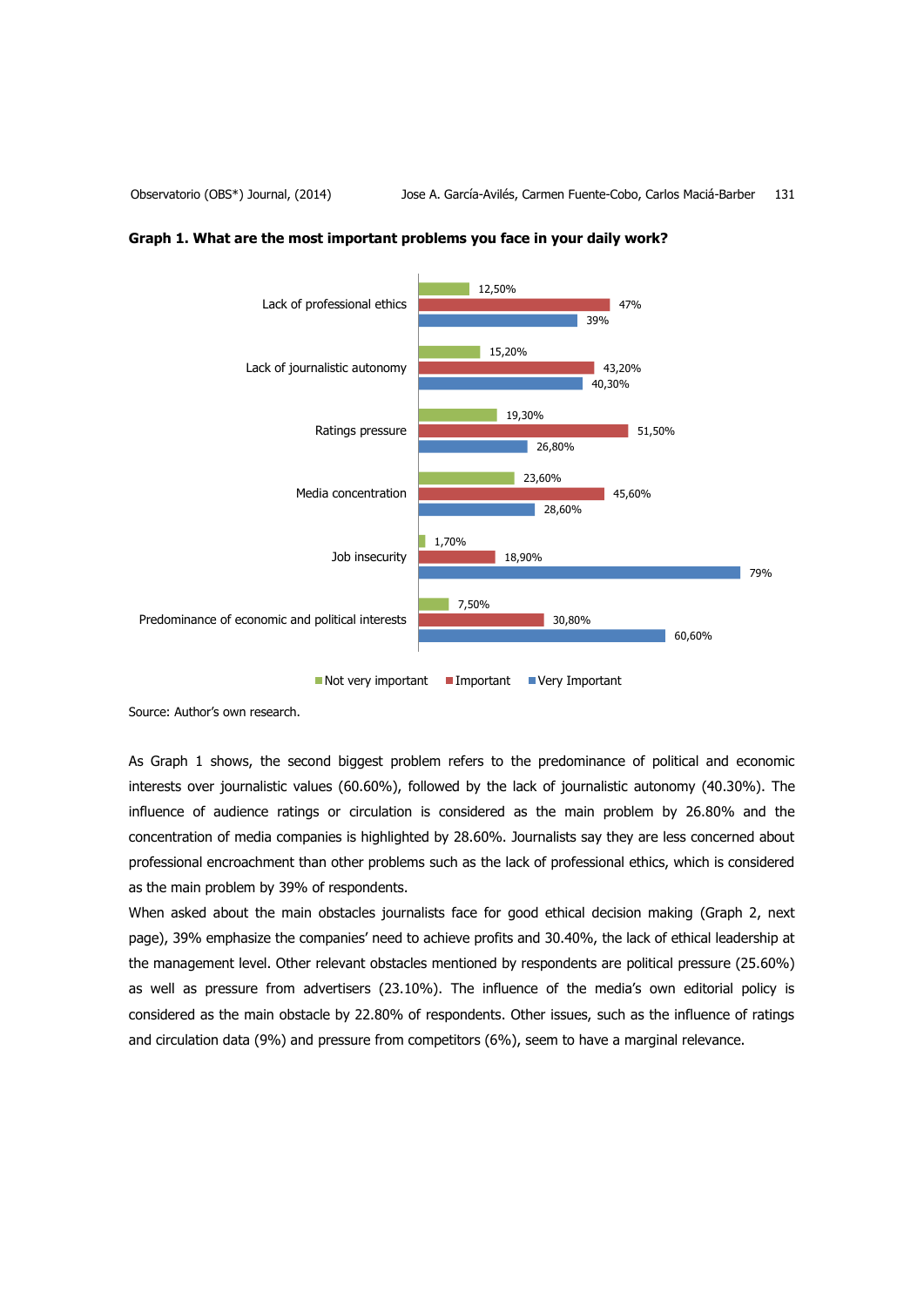**Graph 1. What are the most important problems you face in your daily work?**

| | Not very important | Important | Very Important |
|---|---|---|---|
| Lack of professional ethics | 12,50% | 47% | 39% |
| Lack of journalistic autonomy | 15,20% | 43,20% | 40,30% |
| Ratings pressure | 19,30% | 51,50% | 26,80% |
| Media concentration | 23,60% | 45,60% | 28,60% |
| Job insecurity | 1,70% | 18,90% | 79% |
| Predominance of economic and political interests | 7,50% | 30,80% | 60,60% |

Source: Author's own research.

As Graph 1 shows, the second biggest problem refers to the predominance of political and economic interests over journalistic values (60.60%), followed by the lack of journalistic autonomy (40.30%). The influence of audience ratings or circulation is considered as the main problem by 26.80% and the concentration of media companies is highlighted by 28.60%. Journalists say they are less concerned about professional encroachment than other problems such as the lack of professional ethics, which is considered as the main problem by 39% of respondents.

When asked about the main obstacles journalists face for good ethical decision making (Graph 2, next page), 39% emphasize the companies' need to achieve profits and 30.40%, the lack of ethical leadership at the management level. Other relevant obstacles mentioned by respondents are political pressure (25.60%) as well as pressure from advertisers (23.10%). The influence of the media's own editorial policy is considered as the main obstacle by 22.80% of respondents. Other issues, such as the influence of ratings and circulation data (9%) and pressure from competitors (6%), seem to have a marginal relevance.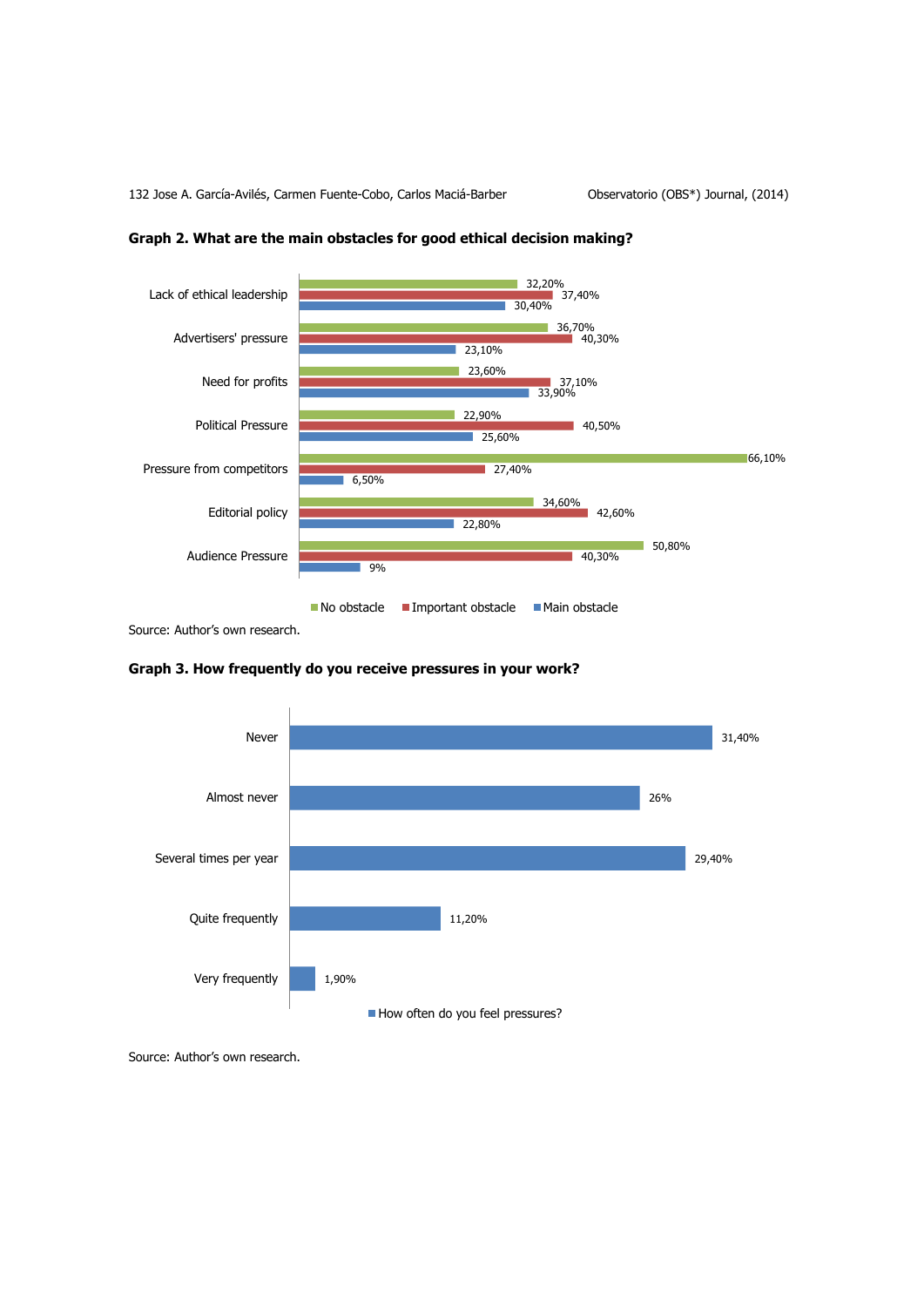**Graph 2. What are the main obstacles for good ethical decision making?**

| | No obstacle | Important obstacle | Main obstacle |
|---|---|---|---|
| Lack of ethical leadership | 32,20% | 37,40% | 30,40% |
| Advertisers' pressure | 36,70% | 40,30% | 23,10% |
| Need for profits | 23,60% | 37,10% | 33,90% |
| Political Pressure | 22,90% | 40,50% | 25,60% |
| Pressure from competitors | 66,10% | 27,40% | 6,50% |
| Editorial policy | 34,60% | 42,60% | 22,80% |
| Audience Pressure | 50,80% | 40,30% | 9% |

Source: Author's own research.

**Graph 3. How frequently do you receive pressures in your work?**

| | How often do you feel pressures? |
|---|---|
| Never | 31,40% |
| Almost never | 26% |
| Several times per year | 29,40% |
| Quite frequently | 11,20% |
| Very frequently | 1,90% |

Source: Author's own research.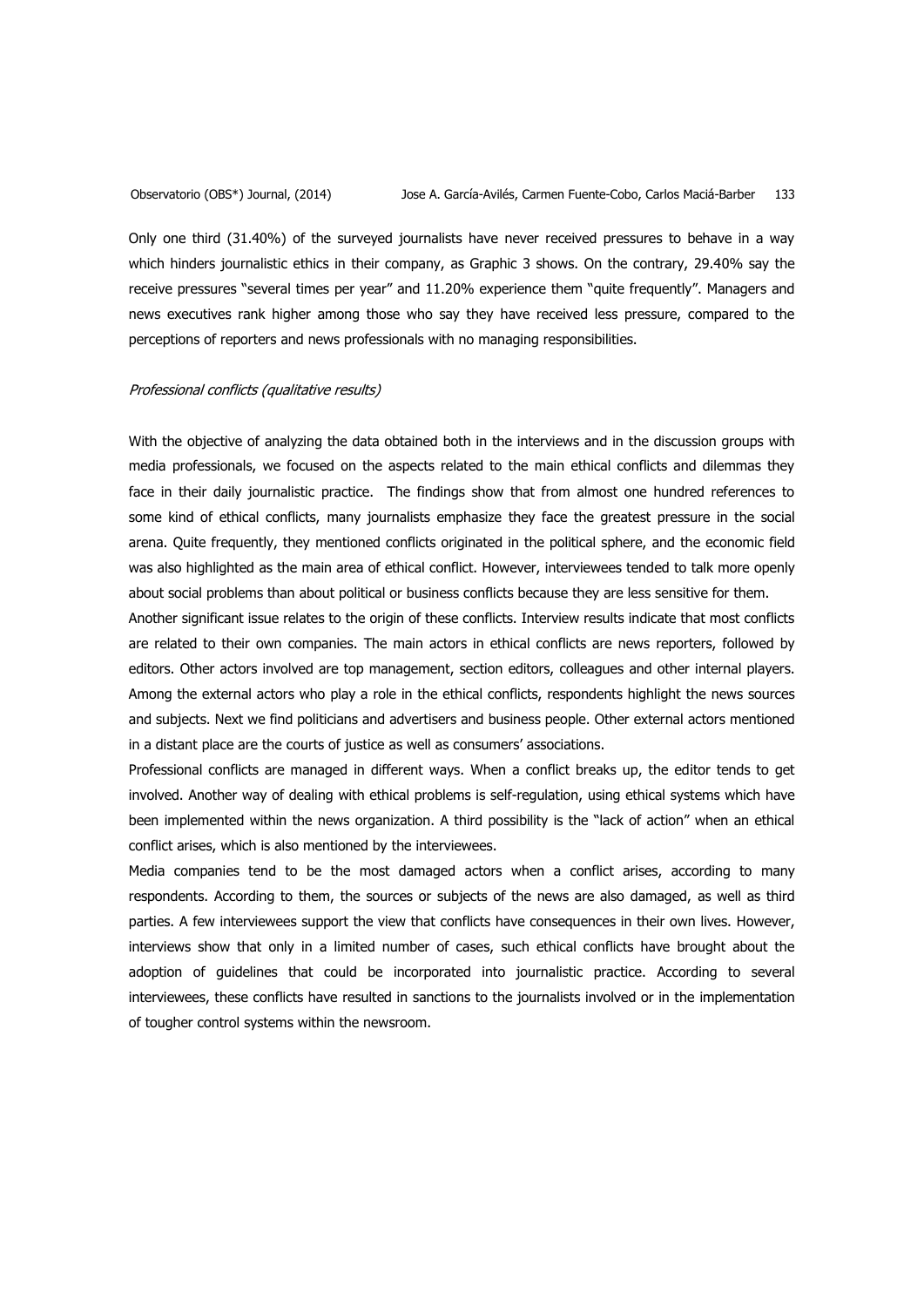Only one third (31.40%) of the surveyed journalists have never received pressures to behave in a way which hinders journalistic ethics in their company, as Graphic 3 shows. On the contrary, 29.40% say the receive pressures "several times per year" and 11.20% experience them "quite frequently". Managers and news executives rank higher among those who say they have received less pressure, compared to the perceptions of reporters and news professionals with no managing responsibilities.

*Professional conflicts (qualitative results)*

With the objective of analyzing the data obtained both in the interviews and in the discussion groups with media professionals, we focused on the aspects related to the main ethical conflicts and dilemmas they face in their daily journalistic practice. The findings show that from almost one hundred references to some kind of ethical conflicts, many journalists emphasize they face the greatest pressure in the social arena. Quite frequently, they mentioned conflicts originated in the political sphere, and the economic field was also highlighted as the main area of ethical conflict. However, interviewees tended to talk more openly about social problems than about political or business conflicts because they are less sensitive for them.

Another significant issue relates to the origin of these conflicts. Interview results indicate that most conflicts are related to their own companies. The main actors in ethical conflicts are news reporters, followed by editors. Other actors involved are top management, section editors, colleagues and other internal players. Among the external actors who play a role in the ethical conflicts, respondents highlight the news sources and subjects. Next we find politicians and advertisers and business people. Other external actors mentioned in a distant place are the courts of justice as well as consumers' associations.

Professional conflicts are managed in different ways. When a conflict breaks up, the editor tends to get involved. Another way of dealing with ethical problems is self-regulation, using ethical systems which have been implemented within the news organization. A third possibility is the "lack of action" when an ethical conflict arises, which is also mentioned by the interviewees.

Media companies tend to be the most damaged actors when a conflict arises, according to many respondents. According to them, the sources or subjects of the news are also damaged, as well as third parties. A few interviewees support the view that conflicts have consequences in their own lives. However, interviews show that only in a limited number of cases, such ethical conflicts have brought about the adoption of guidelines that could be incorporated into journalistic practice. According to several interviewees, these conflicts have resulted in sanctions to the journalists involved or in the implementation of tougher control systems within the newsroom.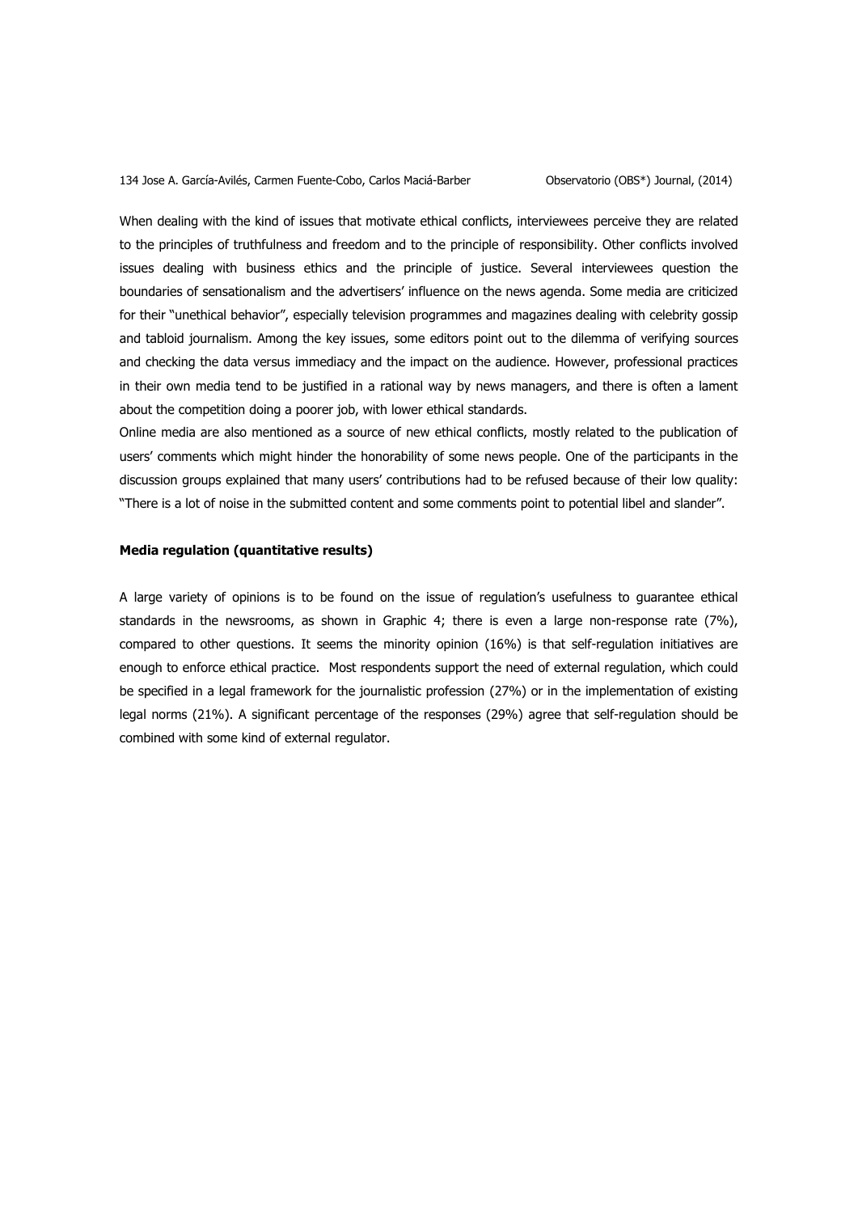When dealing with the kind of issues that motivate ethical conflicts, interviewees perceive they are related to the principles of truthfulness and freedom and to the principle of responsibility. Other conflicts involved issues dealing with business ethics and the principle of justice. Several interviewees question the boundaries of sensationalism and the advertisers' influence on the news agenda. Some media are criticized for their "unethical behavior", especially television programmes and magazines dealing with celebrity gossip and tabloid journalism. Among the key issues, some editors point out to the dilemma of verifying sources and checking the data versus immediacy and the impact on the audience. However, professional practices in their own media tend to be justified in a rational way by news managers, and there is often a lament about the competition doing a poorer job, with lower ethical standards.

Online media are also mentioned as a source of new ethical conflicts, mostly related to the publication of users' comments which might hinder the honorability of some news people. One of the participants in the discussion groups explained that many users' contributions had to be refused because of their low quality: "There is a lot of noise in the submitted content and some comments point to potential libel and slander".

**Media regulation (quantitative results)**

A large variety of opinions is to be found on the issue of regulation's usefulness to guarantee ethical standards in the newsrooms, as shown in Graphic 4; there is even a large non-response rate (7%), compared to other questions. It seems the minority opinion (16%) is that self-regulation initiatives are enough to enforce ethical practice. Most respondents support the need of external regulation, which could be specified in a legal framework for the journalistic profession (27%) or in the implementation of existing legal norms (21%). A significant percentage of the responses (29%) agree that self-regulation should be combined with some kind of external regulator.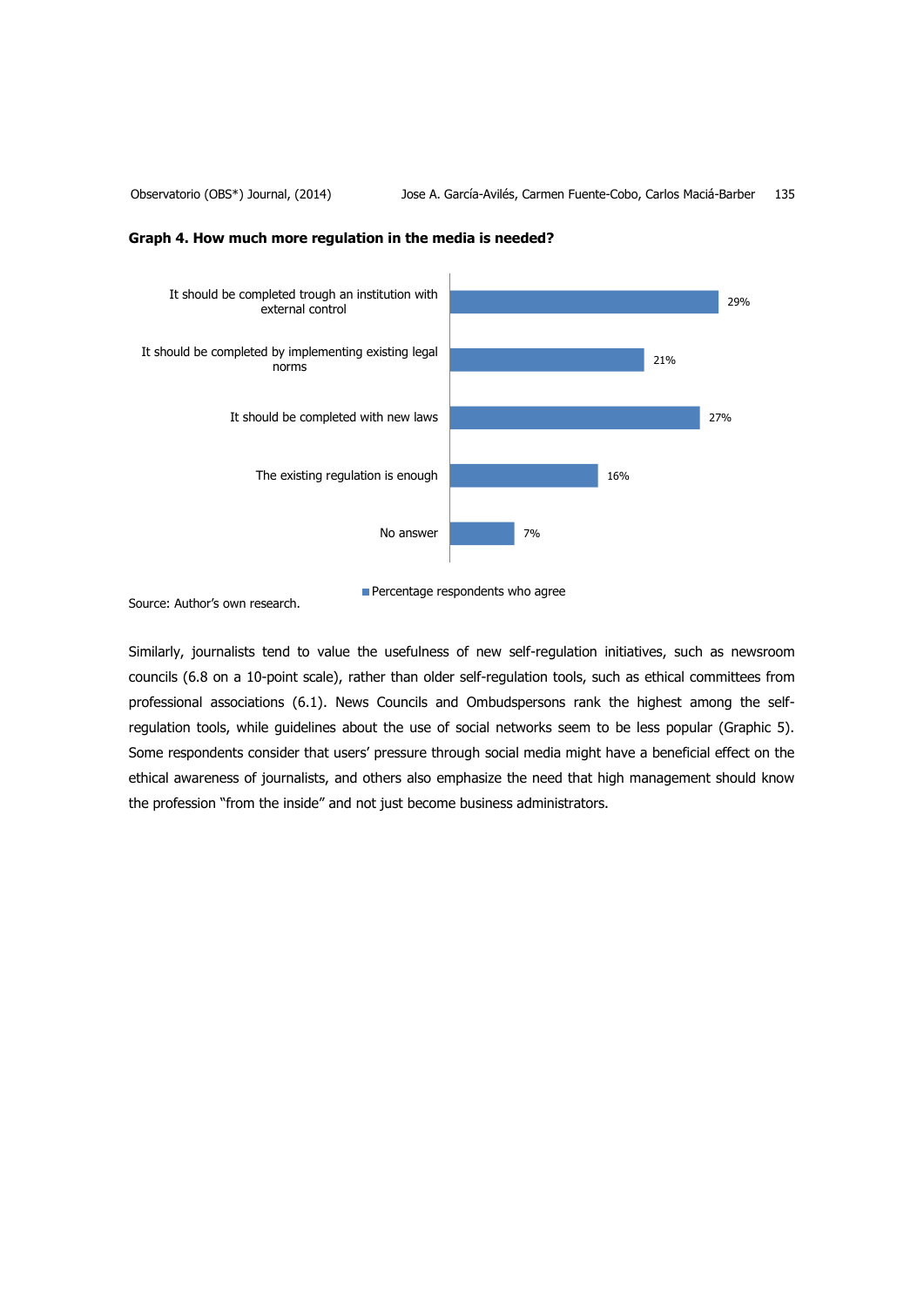**Graph 4. How much more regulation in the media is needed?**

| | Percentage respondents who agree |
|---|---|
| It should be completed trough an institution with external control | 29% |
| It should be completed by implementing existing legal norms | 21% |
| It should be completed with new laws | 27% |
| The existing regulation is enough | 16% |
| No answer | 7% |

Source: Author's own research.

Similarly, journalists tend to value the usefulness of new self-regulation initiatives, such as newsroom councils (6.8 on a 10-point scale), rather than older self-regulation tools, such as ethical committees from professional associations (6.1). News Councils and Ombudspersons rank the highest among the self-regulation tools, while guidelines about the use of social networks seem to be less popular (Graphic 5). Some respondents consider that users' pressure through social media might have a beneficial effect on the ethical awareness of journalists, and others also emphasize the need that high management should know the profession "from the inside" and not just become business administrators.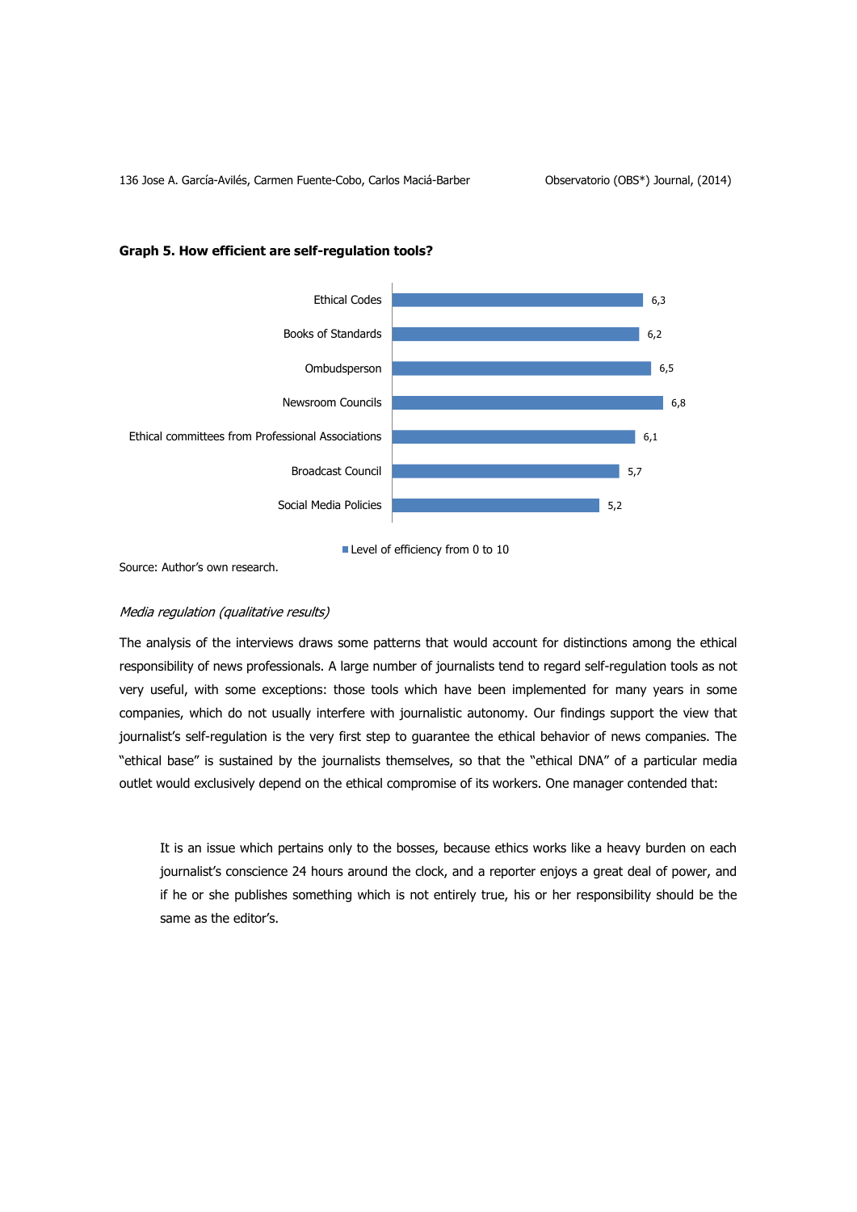**Graph 5. How efficient are self-regulation tools?**

| Tool | Level of efficiency from 0 to 10 |
| --- | --- |
| Ethical Codes | 6,3 |
| Books of Standards | 6,2 |
| Ombudsperson | 6,5 |
| Newsroom Councils | 6,8 |
| Ethical committees from Professional Associations | 6,1 |
| Broadcast Council | 5,7 |
| Social Media Policies | 5,2 |

Source: Author's own research.

*Media regulation (qualitative results)*

The analysis of the interviews draws some patterns that would account for distinctions among the ethical responsibility of news professionals. A large number of journalists tend to regard self-regulation tools as not very useful, with some exceptions: those tools which have been implemented for many years in some companies, which do not usually interfere with journalistic autonomy. Our findings support the view that journalist's self-regulation is the very first step to guarantee the ethical behavior of news companies. The "ethical base" is sustained by the journalists themselves, so that the "ethical DNA" of a particular media outlet would exclusively depend on the ethical compromise of its workers. One manager contended that:

> It is an issue which pertains only to the bosses, because ethics works like a heavy burden on each journalist's conscience 24 hours around the clock, and a reporter enjoys a great deal of power, and if he or she publishes something which is not entirely true, his or her responsibility should be the same as the editor's.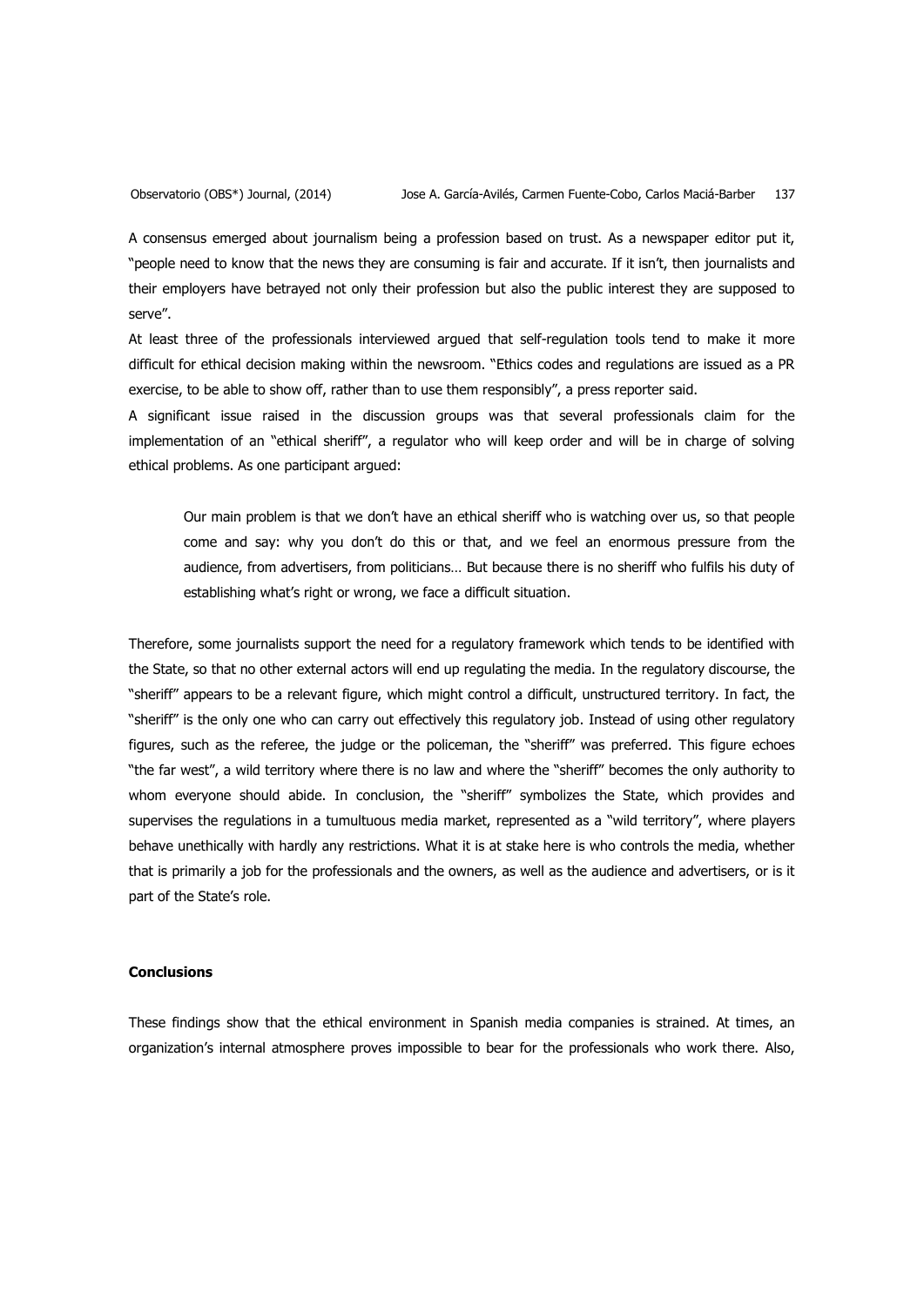A consensus emerged about journalism being a profession based on trust. As a newspaper editor put it, "people need to know that the news they are consuming is fair and accurate. If it isn't, then journalists and their employers have betrayed not only their profession but also the public interest they are supposed to serve".

At least three of the professionals interviewed argued that self-regulation tools tend to make it more difficult for ethical decision making within the newsroom. "Ethics codes and regulations are issued as a PR exercise, to be able to show off, rather than to use them responsibly", a press reporter said.

A significant issue raised in the discussion groups was that several professionals claim for the implementation of an "ethical sheriff", a regulator who will keep order and will be in charge of solving ethical problems. As one participant argued:

> Our main problem is that we don't have an ethical sheriff who is watching over us, so that people come and say: why you don't do this or that, and we feel an enormous pressure from the audience, from advertisers, from politicians… But because there is no sheriff who fulfils his duty of establishing what's right or wrong, we face a difficult situation.

Therefore, some journalists support the need for a regulatory framework which tends to be identified with the State, so that no other external actors will end up regulating the media. In the regulatory discourse, the "sheriff" appears to be a relevant figure, which might control a difficult, unstructured territory. In fact, the "sheriff" is the only one who can carry out effectively this regulatory job. Instead of using other regulatory figures, such as the referee, the judge or the policeman, the "sheriff" was preferred. This figure echoes "the far west", a wild territory where there is no law and where the "sheriff" becomes the only authority to whom everyone should abide. In conclusion, the "sheriff" symbolizes the State, which provides and supervises the regulations in a tumultuous media market, represented as a "wild territory", where players behave unethically with hardly any restrictions. What it is at stake here is who controls the media, whether that is primarily a job for the professionals and the owners, as well as the audience and advertisers, or is it part of the State's role.

## Conclusions

These findings show that the ethical environment in Spanish media companies is strained. At times, an organization's internal atmosphere proves impossible to bear for the professionals who work there. Also,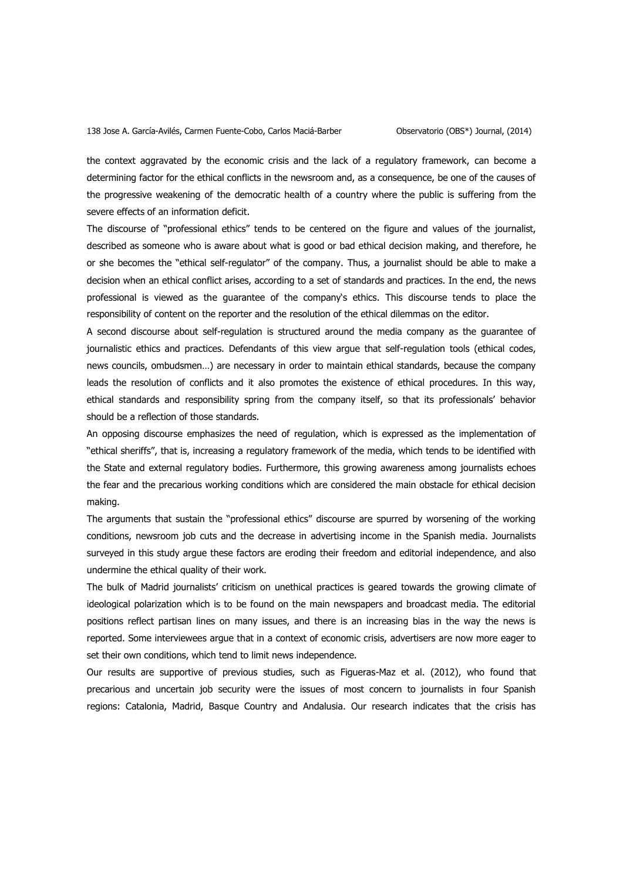the context aggravated by the economic crisis and the lack of a regulatory framework, can become a determining factor for the ethical conflicts in the newsroom and, as a consequence, be one of the causes of the progressive weakening of the democratic health of a country where the public is suffering from the severe effects of an information deficit.

The discourse of "professional ethics" tends to be centered on the figure and values of the journalist, described as someone who is aware about what is good or bad ethical decision making, and therefore, he or she becomes the "ethical self-regulator" of the company. Thus, a journalist should be able to make a decision when an ethical conflict arises, according to a set of standards and practices. In the end, the news professional is viewed as the guarantee of the company's ethics. This discourse tends to place the responsibility of content on the reporter and the resolution of the ethical dilemmas on the editor.

A second discourse about self-regulation is structured around the media company as the guarantee of journalistic ethics and practices. Defendants of this view argue that self-regulation tools (ethical codes, news councils, ombudsmen…) are necessary in order to maintain ethical standards, because the company leads the resolution of conflicts and it also promotes the existence of ethical procedures. In this way, ethical standards and responsibility spring from the company itself, so that its professionals' behavior should be a reflection of those standards.

An opposing discourse emphasizes the need of regulation, which is expressed as the implementation of "ethical sheriffs", that is, increasing a regulatory framework of the media, which tends to be identified with the State and external regulatory bodies. Furthermore, this growing awareness among journalists echoes the fear and the precarious working conditions which are considered the main obstacle for ethical decision making.

The arguments that sustain the "professional ethics" discourse are spurred by worsening of the working conditions, newsroom job cuts and the decrease in advertising income in the Spanish media. Journalists surveyed in this study argue these factors are eroding their freedom and editorial independence, and also undermine the ethical quality of their work.

The bulk of Madrid journalists' criticism on unethical practices is geared towards the growing climate of ideological polarization which is to be found on the main newspapers and broadcast media. The editorial positions reflect partisan lines on many issues, and there is an increasing bias in the way the news is reported. Some interviewees argue that in a context of economic crisis, advertisers are now more eager to set their own conditions, which tend to limit news independence.

Our results are supportive of previous studies, such as Figueras-Maz et al. (2012), who found that precarious and uncertain job security were the issues of most concern to journalists in four Spanish regions: Catalonia, Madrid, Basque Country and Andalusia. Our research indicates that the crisis has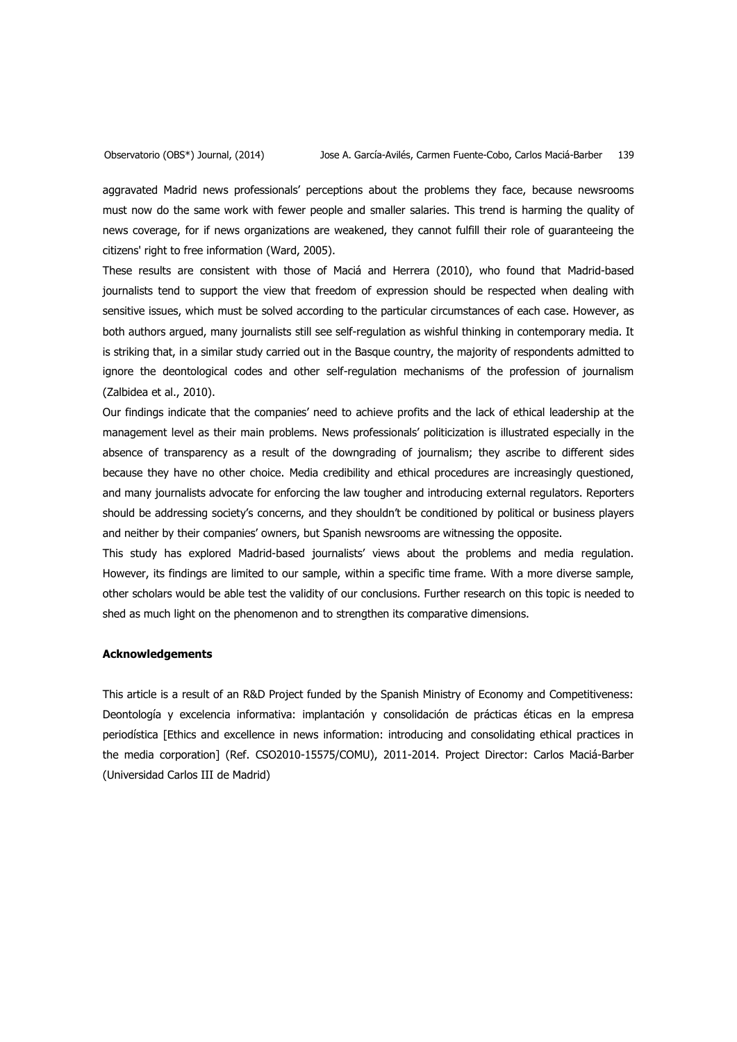aggravated Madrid news professionals' perceptions about the problems they face, because newsrooms must now do the same work with fewer people and smaller salaries. This trend is harming the quality of news coverage, for if news organizations are weakened, they cannot fulfill their role of guaranteeing the citizens' right to free information (Ward, 2005).

These results are consistent with those of Maciá and Herrera (2010), who found that Madrid-based journalists tend to support the view that freedom of expression should be respected when dealing with sensitive issues, which must be solved according to the particular circumstances of each case. However, as both authors argued, many journalists still see self-regulation as wishful thinking in contemporary media. It is striking that, in a similar study carried out in the Basque country, the majority of respondents admitted to ignore the deontological codes and other self-regulation mechanisms of the profession of journalism (Zalbidea et al., 2010).

Our findings indicate that the companies' need to achieve profits and the lack of ethical leadership at the management level as their main problems. News professionals' politicization is illustrated especially in the absence of transparency as a result of the downgrading of journalism; they ascribe to different sides because they have no other choice. Media credibility and ethical procedures are increasingly questioned, and many journalists advocate for enforcing the law tougher and introducing external regulators. Reporters should be addressing society's concerns, and they shouldn't be conditioned by political or business players and neither by their companies' owners, but Spanish newsrooms are witnessing the opposite.

This study has explored Madrid-based journalists' views about the problems and media regulation. However, its findings are limited to our sample, within a specific time frame. With a more diverse sample, other scholars would be able test the validity of our conclusions. Further research on this topic is needed to shed as much light on the phenomenon and to strengthen its comparative dimensions.

### Acknowledgements

This article is a result of an R&D Project funded by the Spanish Ministry of Economy and Competitiveness: Deontología y excelencia informativa: implantación y consolidación de prácticas éticas en la empresa periodística [Ethics and excellence in news information: introducing and consolidating ethical practices in the media corporation] (Ref. CSO2010-15575/COMU), 2011-2014. Project Director: Carlos Maciá-Barber (Universidad Carlos III de Madrid)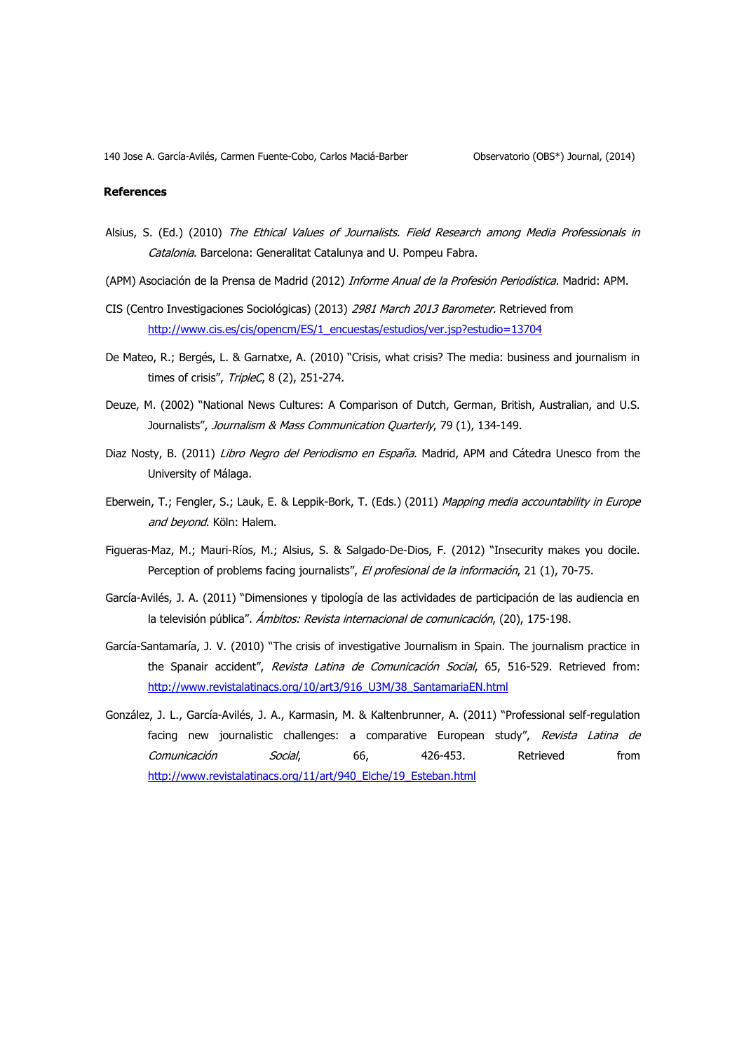## References

Alsius, S. (Ed.) (2010) *The Ethical Values of Journalists. Field Research among Media Professionals in Catalonia*. Barcelona: Generalitat Catalunya and U. Pompeu Fabra.

(APM) Asociación de la Prensa de Madrid (2012) *Informe Anual de la Profesión Periodística*. Madrid: APM.

CIS (Centro Investigaciones Sociológicas) (2013) *2981 March 2013 Barometer.* Retrieved from http://www.cis.es/cis/opencm/ES/1_encuestas/estudios/ver.jsp?estudio=13704

De Mateo, R.; Bergés, L. & Garnatxe, A. (2010) "Crisis, what crisis? The media: business and journalism in times of crisis", *TripleC*, 8 (2), 251-274.

Deuze, M. (2002) "National News Cultures: A Comparison of Dutch, German, British, Australian, and U.S. Journalists", *Journalism & Mass Communication Quarterly*, 79 (1), 134-149.

Diaz Nosty, B. (2011) *Libro Negro del Periodismo en España*. Madrid, APM and Cátedra Unesco from the University of Málaga.

Eberwein, T.; Fengler, S.; Lauk, E. & Leppik-Bork, T. (Eds.) (2011) *Mapping media accountability in Europe and beyond*. Köln: Halem.

Figueras-Maz, M.; Mauri-Ríos, M.; Alsius, S. & Salgado-De-Dios, F. (2012) "Insecurity makes you docile. Perception of problems facing journalists", *El profesional de la información*, 21 (1), 70-75.

García-Avilés, J. A. (2011) "Dimensiones y tipología de las actividades de participación de las audiencia en la televisión pública". *Ámbitos: Revista internacional de comunicación*, (20), 175-198.

García-Santamaría, J. V. (2010) "The crisis of investigative Journalism in Spain. The journalism practice in the Spanair accident", *Revista Latina de Comunicación Social*, 65, 516-529. Retrieved from: http://www.revistalatinacs.org/10/art3/916_U3M/38_SantamariaEN.html

González, J. L., García-Avilés, J. A., Karmasin, M. & Kaltenbrunner, A. (2011) "Professional self-regulation facing new journalistic challenges: a comparative European study", *Revista Latina de Comunicación Social*, 66, 426-453. Retrieved from http://www.revistalatinacs.org/11/art/940_Elche/19_Esteban.html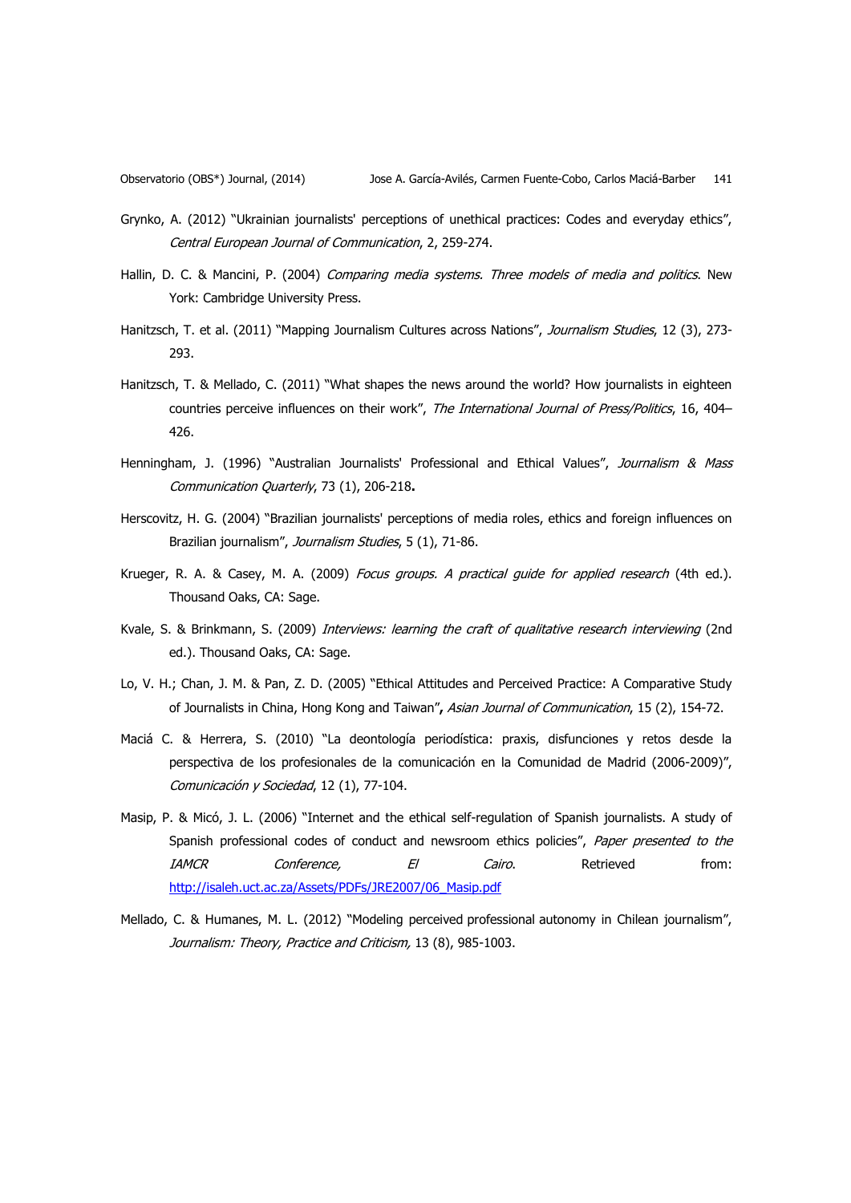Grynko, A. (2012) "Ukrainian journalists' perceptions of unethical practices: Codes and everyday ethics", *Central European Journal of Communication*, 2, 259-274.

Hallin, D. C. & Mancini, P. (2004) *Comparing media systems. Three models of media and politics*. New York: Cambridge University Press.

Hanitzsch, T. et al. (2011) "Mapping Journalism Cultures across Nations", *Journalism Studies*, 12 (3), 273-293.

Hanitzsch, T. & Mellado, C. (2011) "What shapes the news around the world? How journalists in eighteen countries perceive influences on their work", *The International Journal of Press/Politics*, 16, 404–426.

Henningham, J. (1996) "Australian Journalists' Professional and Ethical Values", *Journalism & Mass Communication Quarterly*, 73 (1), 206-218**.**

Herscovitz, H. G. (2004) "Brazilian journalists' perceptions of media roles, ethics and foreign influences on Brazilian journalism", *Journalism Studies*, 5 (1), 71-86.

Krueger, R. A. & Casey, M. A. (2009) *Focus groups. A practical guide for applied research* (4th ed.). Thousand Oaks, CA: Sage.

Kvale, S. & Brinkmann, S. (2009) *Interviews: learning the craft of qualitative research interviewing* (2nd ed.). Thousand Oaks, CA: Sage.

Lo, V. H.; Chan, J. M. & Pan, Z. D. (2005) "Ethical Attitudes and Perceived Practice: A Comparative Study of Journalists in China, Hong Kong and Taiwan"**,** *Asian Journal of Communication*, 15 (2), 154-72.

Maciá C. & Herrera, S. (2010) "La deontología periodística: praxis, disfunciones y retos desde la perspectiva de los profesionales de la comunicación en la Comunidad de Madrid (2006-2009)", *Comunicación y Sociedad*, 12 (1), 77-104.

Masip, P. & Micó, J. L. (2006) "Internet and the ethical self-regulation of Spanish journalists. A study of Spanish professional codes of conduct and newsroom ethics policies", *Paper presented to the IAMCR Conference, El Cairo*. Retrieved from: http://isaleh.uct.ac.za/Assets/PDFs/JRE2007/06_Masip.pdf

Mellado, C. & Humanes, M. L. (2012) "Modeling perceived professional autonomy in Chilean journalism", *Journalism: Theory, Practice and Criticism,* 13 (8), 985-1003.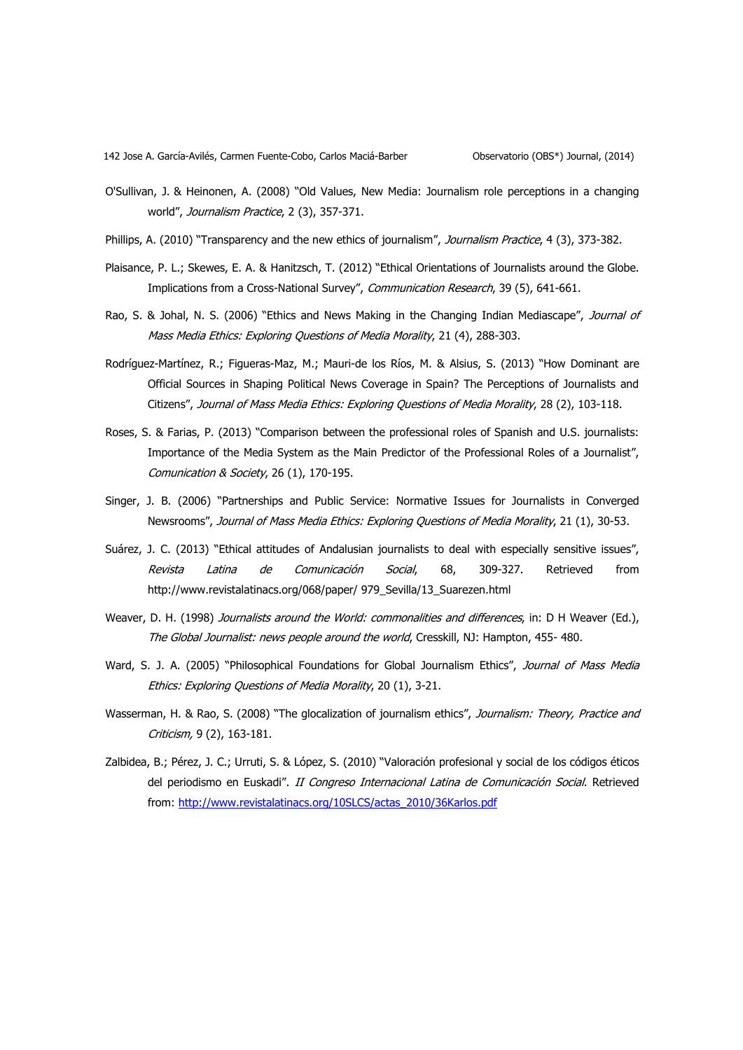O'Sullivan, J. & Heinonen, A. (2008) "Old Values, New Media: Journalism role perceptions in a changing world", *Journalism Practice*, 2 (3), 357-371.

Phillips, A. (2010) "Transparency and the new ethics of journalism", *Journalism Practice*, 4 (3), 373-382.

Plaisance, P. L.; Skewes, E. A. & Hanitzsch, T. (2012) "Ethical Orientations of Journalists around the Globe. Implications from a Cross-National Survey", *Communication Research*, 39 (5), 641-661.

Rao, S. & Johal, N. S. (2006) "Ethics and News Making in the Changing Indian Mediascape", *Journal of Mass Media Ethics: Exploring Questions of Media Morality*, 21 (4), 288-303.

Rodríguez-Martínez, R.; Figueras-Maz, M.; Mauri-de los Ríos, M. & Alsius, S. (2013) "How Dominant are Official Sources in Shaping Political News Coverage in Spain? The Perceptions of Journalists and Citizens", *Journal of Mass Media Ethics: Exploring Questions of Media Morality*, 28 (2), 103-118.

Roses, S. & Farias, P. (2013) "Comparison between the professional roles of Spanish and U.S. journalists: Importance of the Media System as the Main Predictor of the Professional Roles of a Journalist", *Comunication & Society*, 26 (1), 170-195.

Singer, J. B. (2006) "Partnerships and Public Service: Normative Issues for Journalists in Converged Newsrooms", *Journal of Mass Media Ethics: Exploring Questions of Media Morality*, 21 (1), 30-53.

Suárez, J. C. (2013) "Ethical attitudes of Andalusian journalists to deal with especially sensitive issues", *Revista Latina de Comunicación Social*, 68, 309-327. Retrieved from http://www.revistalatinacs.org/068/paper/ 979_Sevilla/13_Suarezen.html

Weaver, D. H. (1998) *Journalists around the World: commonalities and differences*, in: D H Weaver (Ed.), *The Global Journalist: news people around the world*, Cresskill, NJ: Hampton, 455- 480.

Ward, S. J. A. (2005) "Philosophical Foundations for Global Journalism Ethics", *Journal of Mass Media Ethics: Exploring Questions of Media Morality*, 20 (1), 3-21.

Wasserman, H. & Rao, S. (2008) "The glocalization of journalism ethics", *Journalism: Theory, Practice and Criticism,* 9 (2), 163-181.

Zalbidea, B.; Pérez, J. C.; Urruti, S. & López, S. (2010) "Valoración profesional y social de los códigos éticos del periodismo en Euskadi". *II Congreso Internacional Latina de Comunicación Social*. Retrieved from: http://www.revistalatinacs.org/10SLCS/actas_2010/36Karlos.pdf